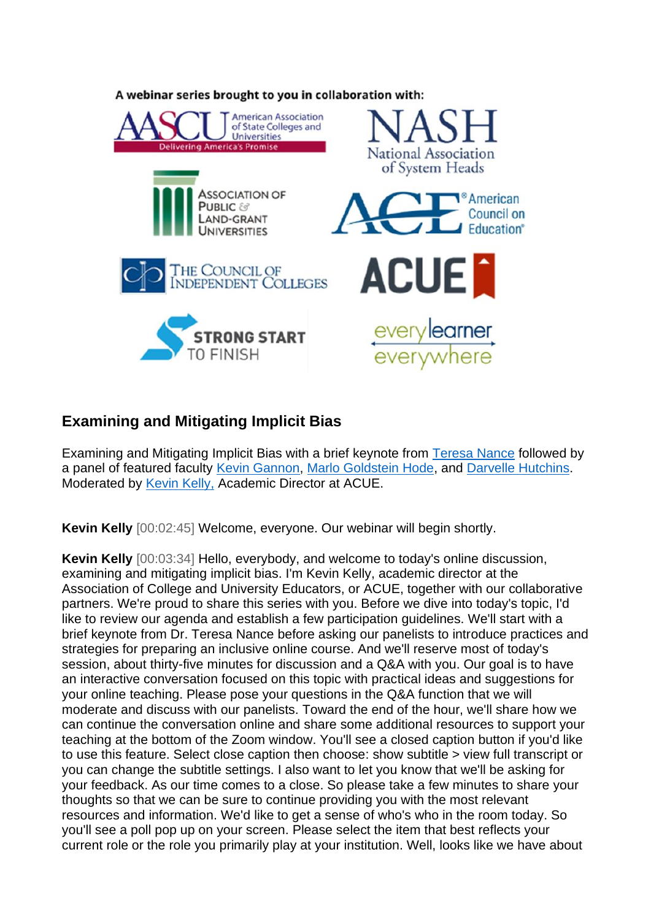A webinar series brought to you in collaboration with:

## Examining and Mitigating Implicit Bias

Examining and Mitigating Implicit Bias with a brief keynote from [Teresa Nance] followed by a panel of featured faculty [Kevin Gannon], [Marlo Goldstein Hode], and [Darvelle Hutchins]. Moderated by [Kevin Kelly,] Academic Director at ACUE.

**Kevin Kelly** [00:02:45] Welcome, everyone. Our webinar will begin shortly.

**Kevin Kelly** [00:03:34] Hello, everybody, and welcome to today's online discussion, examining and mitigating implicit bias. I'm Kevin Kelly, academic director at the Association of College and University Educators, or ACUE, together with our collaborative partners. We're proud to share this series with you. Before we dive into today's topic, I'd like to review our agenda and establish a few participation guidelines. We'll start with a brief keynote from Dr. Teresa Nance before asking our panelists to introduce practices and strategies for preparing an inclusive online course. And we'll reserve most of today's session, about thirty-five minutes for discussion and a Q&A with you. Our goal is to have an interactive conversation focused on this topic with practical ideas and suggestions for your online teaching. Please pose your questions in the Q&A function that we will moderate and discuss with our panelists. Toward the end of the hour, we'll share how we can continue the conversation online and share some additional resources to support your teaching at the bottom of the Zoom window. You'll see a closed caption button if you'd like to use this feature. Select close caption then choose: show subtitle > view full transcript or you can change the subtitle settings. I also want to let you know that we'll be asking for your feedback. As our time comes to a close. So please take a few minutes to share your thoughts so that we can be sure to continue providing you with the most relevant resources and information. We'd like to get a sense of who's who in the room today. So you'll see a poll pop up on your screen. Please select the item that best reflects your current role or the role you primarily play at your institution. Well, looks like we have about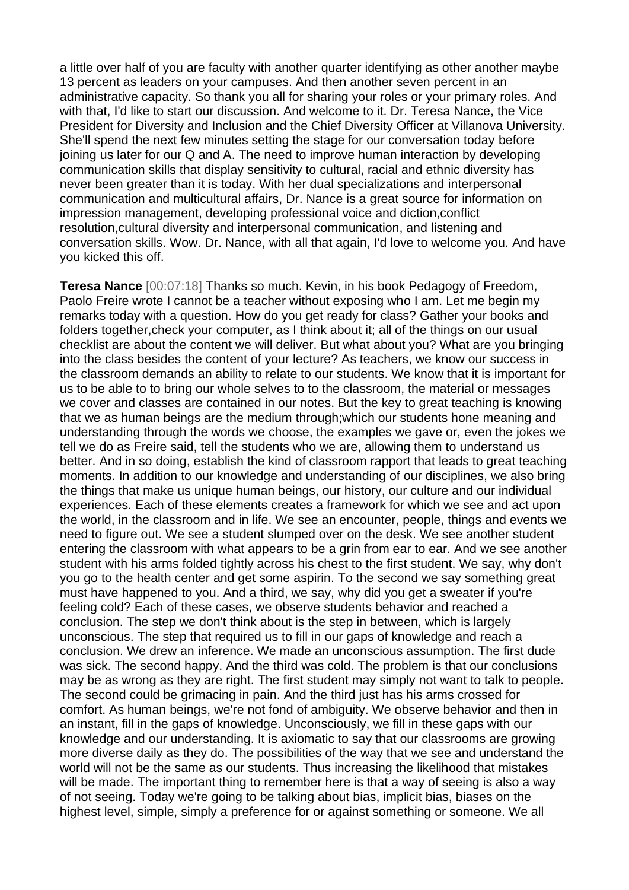a little over half of you are faculty with another quarter identifying as other another maybe 13 percent as leaders on your campuses. And then another seven percent in an administrative capacity. So thank you all for sharing your roles or your primary roles. And with that, I'd like to start our discussion. And welcome to it. Dr. Teresa Nance, the Vice President for Diversity and Inclusion and the Chief Diversity Officer at Villanova University. She'll spend the next few minutes setting the stage for our conversation today before joining us later for our Q and A. The need to improve human interaction by developing communication skills that display sensitivity to cultural, racial and ethnic diversity has never been greater than it is today. With her dual specializations and interpersonal communication and multicultural affairs, Dr. Nance is a great source for information on impression management, developing professional voice and diction,conflict resolution,cultural diversity and interpersonal communication, and listening and conversation skills. Wow. Dr. Nance, with all that again, I'd love to welcome you. And have you kicked this off.

**Teresa Nance** [00:07:18] Thanks so much. Kevin, in his book Pedagogy of Freedom, Paolo Freire wrote I cannot be a teacher without exposing who I am. Let me begin my remarks today with a question. How do you get ready for class? Gather your books and folders together,check your computer, as I think about it; all of the things on our usual checklist are about the content we will deliver. But what about you? What are you bringing into the class besides the content of your lecture? As teachers, we know our success in the classroom demands an ability to relate to our students. We know that it is important for us to be able to to bring our whole selves to to the classroom, the material or messages we cover and classes are contained in our notes. But the key to great teaching is knowing that we as human beings are the medium through;which our students hone meaning and understanding through the words we choose, the examples we gave or, even the jokes we tell we do as Freire said, tell the students who we are, allowing them to understand us better. And in so doing, establish the kind of classroom rapport that leads to great teaching moments. In addition to our knowledge and understanding of our disciplines, we also bring the things that make us unique human beings, our history, our culture and our individual experiences. Each of these elements creates a framework for which we see and act upon the world, in the classroom and in life. We see an encounter, people, things and events we need to figure out. We see a student slumped over on the desk. We see another student entering the classroom with what appears to be a grin from ear to ear. And we see another student with his arms folded tightly across his chest to the first student. We say, why don't you go to the health center and get some aspirin. To the second we say something great must have happened to you. And a third, we say, why did you get a sweater if you're feeling cold? Each of these cases, we observe students behavior and reached a conclusion. The step we don't think about is the step in between, which is largely unconscious. The step that required us to fill in our gaps of knowledge and reach a conclusion. We drew an inference. We made an unconscious assumption. The first dude was sick. The second happy. And the third was cold. The problem is that our conclusions may be as wrong as they are right. The first student may simply not want to talk to people. The second could be grimacing in pain. And the third just has his arms crossed for comfort. As human beings, we're not fond of ambiguity. We observe behavior and then in an instant, fill in the gaps of knowledge. Unconsciously, we fill in these gaps with our knowledge and our understanding. It is axiomatic to say that our classrooms are growing more diverse daily as they do. The possibilities of the way that we see and understand the world will not be the same as our students. Thus increasing the likelihood that mistakes will be made. The important thing to remember here is that a way of seeing is also a way of not seeing. Today we're going to be talking about bias, implicit bias, biases on the highest level, simple, simply a preference for or against something or someone. We all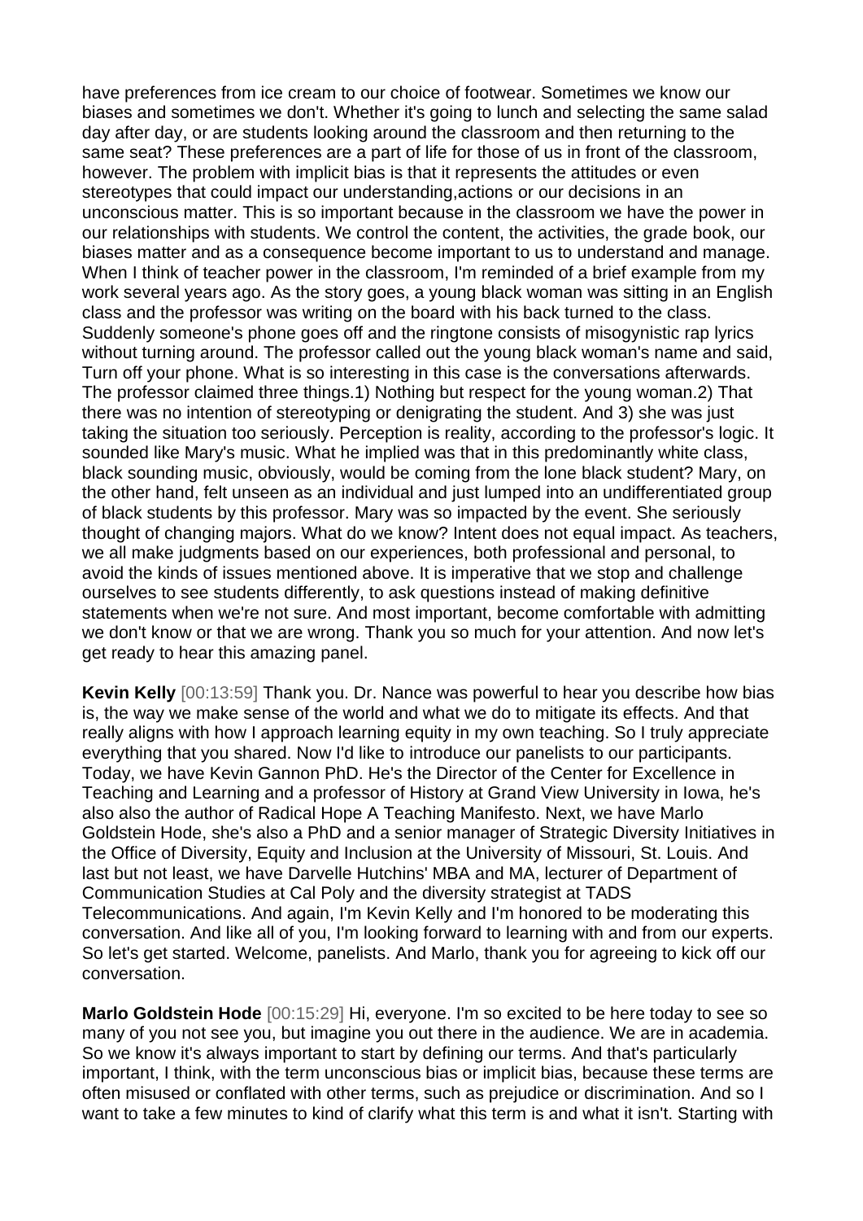have preferences from ice cream to our choice of footwear. Sometimes we know our biases and sometimes we don't. Whether it's going to lunch and selecting the same salad day after day, or are students looking around the classroom and then returning to the same seat? These preferences are a part of life for those of us in front of the classroom, however. The problem with implicit bias is that it represents the attitudes or even stereotypes that could impact our understanding,actions or our decisions in an unconscious matter. This is so important because in the classroom we have the power in our relationships with students. We control the content, the activities, the grade book, our biases matter and as a consequence become important to us to understand and manage. When I think of teacher power in the classroom, I'm reminded of a brief example from my work several years ago. As the story goes, a young black woman was sitting in an English class and the professor was writing on the board with his back turned to the class. Suddenly someone's phone goes off and the ringtone consists of misogynistic rap lyrics without turning around. The professor called out the young black woman's name and said, Turn off your phone. What is so interesting in this case is the conversations afterwards. The professor claimed three things.1) Nothing but respect for the young woman.2) That there was no intention of stereotyping or denigrating the student. And 3) she was just taking the situation too seriously. Perception is reality, according to the professor's logic. It sounded like Mary's music. What he implied was that in this predominantly white class, black sounding music, obviously, would be coming from the lone black student? Mary, on the other hand, felt unseen as an individual and just lumped into an undifferentiated group of black students by this professor. Mary was so impacted by the event. She seriously thought of changing majors. What do we know? Intent does not equal impact. As teachers, we all make judgments based on our experiences, both professional and personal, to avoid the kinds of issues mentioned above. It is imperative that we stop and challenge ourselves to see students differently, to ask questions instead of making definitive statements when we're not sure. And most important, become comfortable with admitting we don't know or that we are wrong. Thank you so much for your attention. And now let's get ready to hear this amazing panel.

**Kevin Kelly** [00:13:59] Thank you. Dr. Nance was powerful to hear you describe how bias is, the way we make sense of the world and what we do to mitigate its effects. And that really aligns with how I approach learning equity in my own teaching. So I truly appreciate everything that you shared. Now I'd like to introduce our panelists to our participants. Today, we have Kevin Gannon PhD. He's the Director of the Center for Excellence in Teaching and Learning and a professor of History at Grand View University in Iowa, he's also also the author of Radical Hope A Teaching Manifesto. Next, we have Marlo Goldstein Hode, she's also a PhD and a senior manager of Strategic Diversity Initiatives in the Office of Diversity, Equity and Inclusion at the University of Missouri, St. Louis. And last but not least, we have Darvelle Hutchins' MBA and MA, lecturer of Department of Communication Studies at Cal Poly and the diversity strategist at TADS Telecommunications. And again, I'm Kevin Kelly and I'm honored to be moderating this conversation. And like all of you, I'm looking forward to learning with and from our experts. So let's get started. Welcome, panelists. And Marlo, thank you for agreeing to kick off our conversation.

**Marlo Goldstein Hode** [00:15:29] Hi, everyone. I'm so excited to be here today to see so many of you not see you, but imagine you out there in the audience. We are in academia. So we know it's always important to start by defining our terms. And that's particularly important, I think, with the term unconscious bias or implicit bias, because these terms are often misused or conflated with other terms, such as prejudice or discrimination. And so I want to take a few minutes to kind of clarify what this term is and what it isn't. Starting with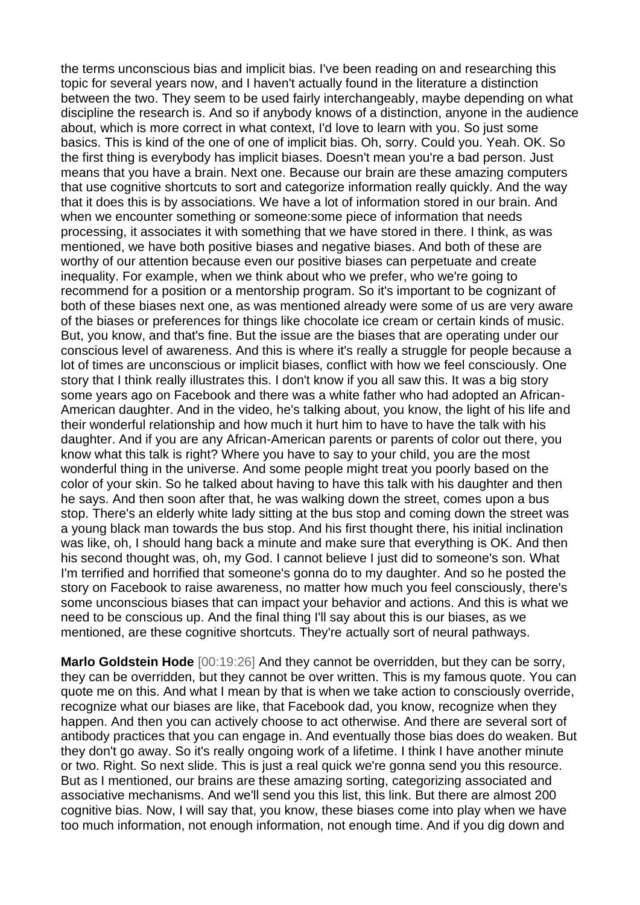the terms unconscious bias and implicit bias. I've been reading on and researching this topic for several years now, and I haven't actually found in the literature a distinction between the two. They seem to be used fairly interchangeably, maybe depending on what discipline the research is. And so if anybody knows of a distinction, anyone in the audience about, which is more correct in what context, I'd love to learn with you. So just some basics. This is kind of the one of one of implicit bias. Oh, sorry. Could you. Yeah. OK. So the first thing is everybody has implicit biases. Doesn't mean you're a bad person. Just means that you have a brain. Next one. Because our brain are these amazing computers that use cognitive shortcuts to sort and categorize information really quickly. And the way that it does this is by associations. We have a lot of information stored in our brain. And when we encounter something or someone:some piece of information that needs processing, it associates it with something that we have stored in there. I think, as was mentioned, we have both positive biases and negative biases. And both of these are worthy of our attention because even our positive biases can perpetuate and create inequality. For example, when we think about who we prefer, who we're going to recommend for a position or a mentorship program. So it's important to be cognizant of both of these biases next one, as was mentioned already were some of us are very aware of the biases or preferences for things like chocolate ice cream or certain kinds of music. But, you know, and that's fine. But the issue are the biases that are operating under our conscious level of awareness. And this is where it's really a struggle for people because a lot of times are unconscious or implicit biases, conflict with how we feel consciously. One story that I think really illustrates this. I don't know if you all saw this. It was a big story some years ago on Facebook and there was a white father who had adopted an African-American daughter. And in the video, he's talking about, you know, the light of his life and their wonderful relationship and how much it hurt him to have to have the talk with his daughter. And if you are any African-American parents or parents of color out there, you know what this talk is right? Where you have to say to your child, you are the most wonderful thing in the universe. And some people might treat you poorly based on the color of your skin. So he talked about having to have this talk with his daughter and then he says. And then soon after that, he was walking down the street, comes upon a bus stop. There's an elderly white lady sitting at the bus stop and coming down the street was a young black man towards the bus stop. And his first thought there, his initial inclination was like, oh, I should hang back a minute and make sure that everything is OK. And then his second thought was, oh, my God. I cannot believe I just did to someone's son. What I'm terrified and horrified that someone's gonna do to my daughter. And so he posted the story on Facebook to raise awareness, no matter how much you feel consciously, there's some unconscious biases that can impact your behavior and actions. And this is what we need to be conscious up. And the final thing I'll say about this is our biases, as we mentioned, are these cognitive shortcuts. They're actually sort of neural pathways.

**Marlo Goldstein Hode** [00:19:26] And they cannot be overridden, but they can be sorry, they can be overridden, but they cannot be over written. This is my famous quote. You can quote me on this. And what I mean by that is when we take action to consciously override, recognize what our biases are like, that Facebook dad, you know, recognize when they happen. And then you can actively choose to act otherwise. And there are several sort of antibody practices that you can engage in. And eventually those bias does do weaken. But they don't go away. So it's really ongoing work of a lifetime. I think I have another minute or two. Right. So next slide. This is just a real quick we're gonna send you this resource. But as I mentioned, our brains are these amazing sorting, categorizing associated and associative mechanisms. And we'll send you this list, this link. But there are almost 200 cognitive bias. Now, I will say that, you know, these biases come into play when we have too much information, not enough information, not enough time. And if you dig down and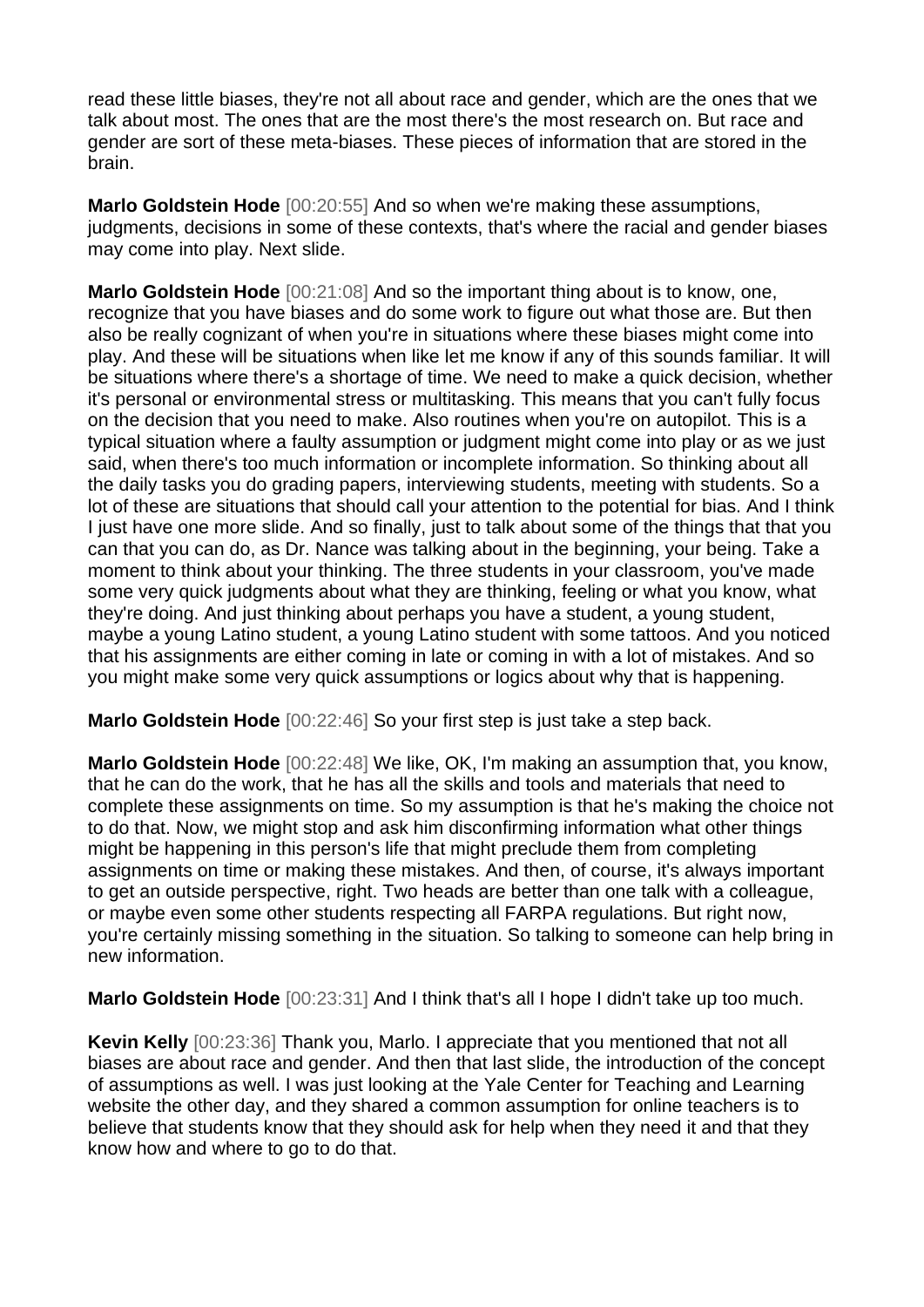read these little biases, they're not all about race and gender, which are the ones that we talk about most. The ones that are the most there's the most research on. But race and gender are sort of these meta-biases. These pieces of information that are stored in the brain.

**Marlo Goldstein Hode** [00:20:55] And so when we're making these assumptions, judgments, decisions in some of these contexts, that's where the racial and gender biases may come into play. Next slide.

**Marlo Goldstein Hode** [00:21:08] And so the important thing about is to know, one, recognize that you have biases and do some work to figure out what those are. But then also be really cognizant of when you're in situations where these biases might come into play. And these will be situations when like let me know if any of this sounds familiar. It will be situations where there's a shortage of time. We need to make a quick decision, whether it's personal or environmental stress or multitasking. This means that you can't fully focus on the decision that you need to make. Also routines when you're on autopilot. This is a typical situation where a faulty assumption or judgment might come into play or as we just said, when there's too much information or incomplete information. So thinking about all the daily tasks you do grading papers, interviewing students, meeting with students. So a lot of these are situations that should call your attention to the potential for bias. And I think I just have one more slide. And so finally, just to talk about some of the things that that you can that you can do, as Dr. Nance was talking about in the beginning, your being. Take a moment to think about your thinking. The three students in your classroom, you've made some very quick judgments about what they are thinking, feeling or what you know, what they're doing. And just thinking about perhaps you have a student, a young student, maybe a young Latino student, a young Latino student with some tattoos. And you noticed that his assignments are either coming in late or coming in with a lot of mistakes. And so you might make some very quick assumptions or logics about why that is happening.

**Marlo Goldstein Hode** [00:22:46] So your first step is just take a step back.

**Marlo Goldstein Hode** [00:22:48] We like, OK, I'm making an assumption that, you know, that he can do the work, that he has all the skills and tools and materials that need to complete these assignments on time. So my assumption is that he's making the choice not to do that. Now, we might stop and ask him disconfirming information what other things might be happening in this person's life that might preclude them from completing assignments on time or making these mistakes. And then, of course, it's always important to get an outside perspective, right. Two heads are better than one talk with a colleague, or maybe even some other students respecting all FARPA regulations. But right now, you're certainly missing something in the situation. So talking to someone can help bring in new information.

**Marlo Goldstein Hode** [00:23:31] And I think that's all I hope I didn't take up too much.

**Kevin Kelly** [00:23:36] Thank you, Marlo. I appreciate that you mentioned that not all biases are about race and gender. And then that last slide, the introduction of the concept of assumptions as well. I was just looking at the Yale Center for Teaching and Learning website the other day, and they shared a common assumption for online teachers is to believe that students know that they should ask for help when they need it and that they know how and where to go to do that.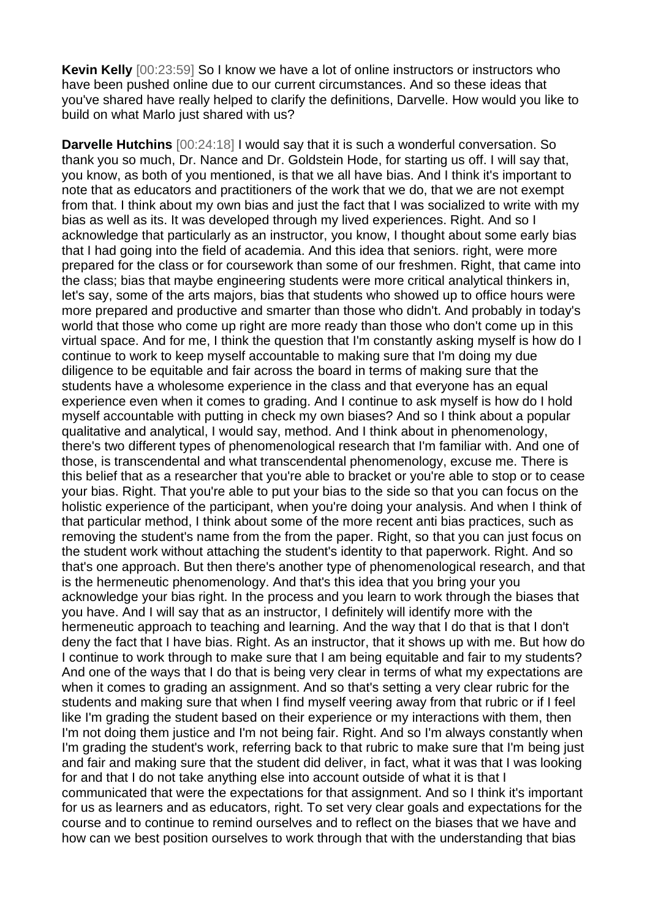**Kevin Kelly** [00:23:59] So I know we have a lot of online instructors or instructors who have been pushed online due to our current circumstances. And so these ideas that you've shared have really helped to clarify the definitions, Darvelle. How would you like to build on what Marlo just shared with us?

**Darvelle Hutchins** [00:24:18] I would say that it is such a wonderful conversation. So thank you so much, Dr. Nance and Dr. Goldstein Hode, for starting us off. I will say that, you know, as both of you mentioned, is that we all have bias. And I think it's important to note that as educators and practitioners of the work that we do, that we are not exempt from that. I think about my own bias and just the fact that I was socialized to write with my bias as well as its. It was developed through my lived experiences. Right. And so I acknowledge that particularly as an instructor, you know, I thought about some early bias that I had going into the field of academia. And this idea that seniors. right, were more prepared for the class or for coursework than some of our freshmen. Right, that came into the class; bias that maybe engineering students were more critical analytical thinkers in, let's say, some of the arts majors, bias that students who showed up to office hours were more prepared and productive and smarter than those who didn't. And probably in today's world that those who come up right are more ready than those who don't come up in this virtual space. And for me, I think the question that I'm constantly asking myself is how do I continue to work to keep myself accountable to making sure that I'm doing my due diligence to be equitable and fair across the board in terms of making sure that the students have a wholesome experience in the class and that everyone has an equal experience even when it comes to grading. And I continue to ask myself is how do I hold myself accountable with putting in check my own biases? And so I think about a popular qualitative and analytical, I would say, method. And I think about in phenomenology, there's two different types of phenomenological research that I'm familiar with. And one of those, is transcendental and what transcendental phenomenology, excuse me. There is this belief that as a researcher that you're able to bracket or you're able to stop or to cease your bias. Right. That you're able to put your bias to the side so that you can focus on the holistic experience of the participant, when you're doing your analysis. And when I think of that particular method, I think about some of the more recent anti bias practices, such as removing the student's name from the from the paper. Right, so that you can just focus on the student work without attaching the student's identity to that paperwork. Right. And so that's one approach. But then there's another type of phenomenological research, and that is the hermeneutic phenomenology. And that's this idea that you bring your you acknowledge your bias right. In the process and you learn to work through the biases that you have. And I will say that as an instructor, I definitely will identify more with the hermeneutic approach to teaching and learning. And the way that I do that is that I don't deny the fact that I have bias. Right. As an instructor, that it shows up with me. But how do I continue to work through to make sure that I am being equitable and fair to my students? And one of the ways that I do that is being very clear in terms of what my expectations are when it comes to grading an assignment. And so that's setting a very clear rubric for the students and making sure that when I find myself veering away from that rubric or if I feel like I'm grading the student based on their experience or my interactions with them, then I'm not doing them justice and I'm not being fair. Right. And so I'm always constantly when I'm grading the student's work, referring back to that rubric to make sure that I'm being just and fair and making sure that the student did deliver, in fact, what it was that I was looking for and that I do not take anything else into account outside of what it is that I communicated that were the expectations for that assignment. And so I think it's important for us as learners and as educators, right. To set very clear goals and expectations for the course and to continue to remind ourselves and to reflect on the biases that we have and how can we best position ourselves to work through that with the understanding that bias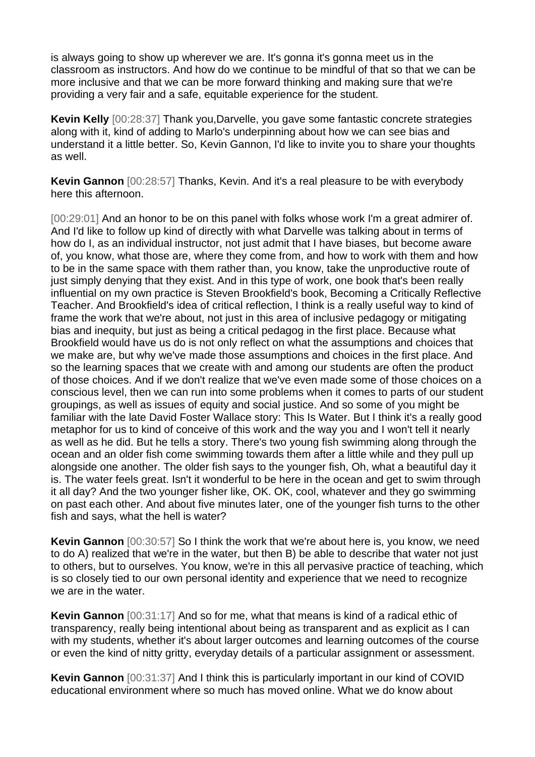is always going to show up wherever we are. It's gonna it's gonna meet us in the classroom as instructors. And how do we continue to be mindful of that so that we can be more inclusive and that we can be more forward thinking and making sure that we're providing a very fair and a safe, equitable experience for the student.

**Kevin Kelly** [00:28:37] Thank you,Darvelle, you gave some fantastic concrete strategies along with it, kind of adding to Marlo's underpinning about how we can see bias and understand it a little better. So, Kevin Gannon, I'd like to invite you to share your thoughts as well.

**Kevin Gannon** [00:28:57] Thanks, Kevin. And it's a real pleasure to be with everybody here this afternoon.

[00:29:01] And an honor to be on this panel with folks whose work I'm a great admirer of. And I'd like to follow up kind of directly with what Darvelle was talking about in terms of how do I, as an individual instructor, not just admit that I have biases, but become aware of, you know, what those are, where they come from, and how to work with them and how to be in the same space with them rather than, you know, take the unproductive route of just simply denying that they exist. And in this type of work, one book that's been really influential on my own practice is Steven Brookfield's book, Becoming a Critically Reflective Teacher. And Brookfield's idea of critical reflection, I think is a really useful way to kind of frame the work that we're about, not just in this area of inclusive pedagogy or mitigating bias and inequity, but just as being a critical pedagog in the first place. Because what Brookfield would have us do is not only reflect on what the assumptions and choices that we make are, but why we've made those assumptions and choices in the first place. And so the learning spaces that we create with and among our students are often the product of those choices. And if we don't realize that we've even made some of those choices on a conscious level, then we can run into some problems when it comes to parts of our student groupings, as well as issues of equity and social justice. And so some of you might be familiar with the late David Foster Wallace story: This Is Water. But I think it's a really good metaphor for us to kind of conceive of this work and the way you and I won't tell it nearly as well as he did. But he tells a story. There's two young fish swimming along through the ocean and an older fish come swimming towards them after a little while and they pull up alongside one another. The older fish says to the younger fish, Oh, what a beautiful day it is. The water feels great. Isn't it wonderful to be here in the ocean and get to swim through it all day? And the two younger fisher like, OK. OK, cool, whatever and they go swimming on past each other. And about five minutes later, one of the younger fish turns to the other fish and says, what the hell is water?

**Kevin Gannon** [00:30:57] So I think the work that we're about here is, you know, we need to do A) realized that we're in the water, but then B) be able to describe that water not just to others, but to ourselves. You know, we're in this all pervasive practice of teaching, which is so closely tied to our own personal identity and experience that we need to recognize we are in the water.

**Kevin Gannon** [00:31:17] And so for me, what that means is kind of a radical ethic of transparency, really being intentional about being as transparent and as explicit as I can with my students, whether it's about larger outcomes and learning outcomes of the course or even the kind of nitty gritty, everyday details of a particular assignment or assessment.

**Kevin Gannon** [00:31:37] And I think this is particularly important in our kind of COVID educational environment where so much has moved online. What we do know about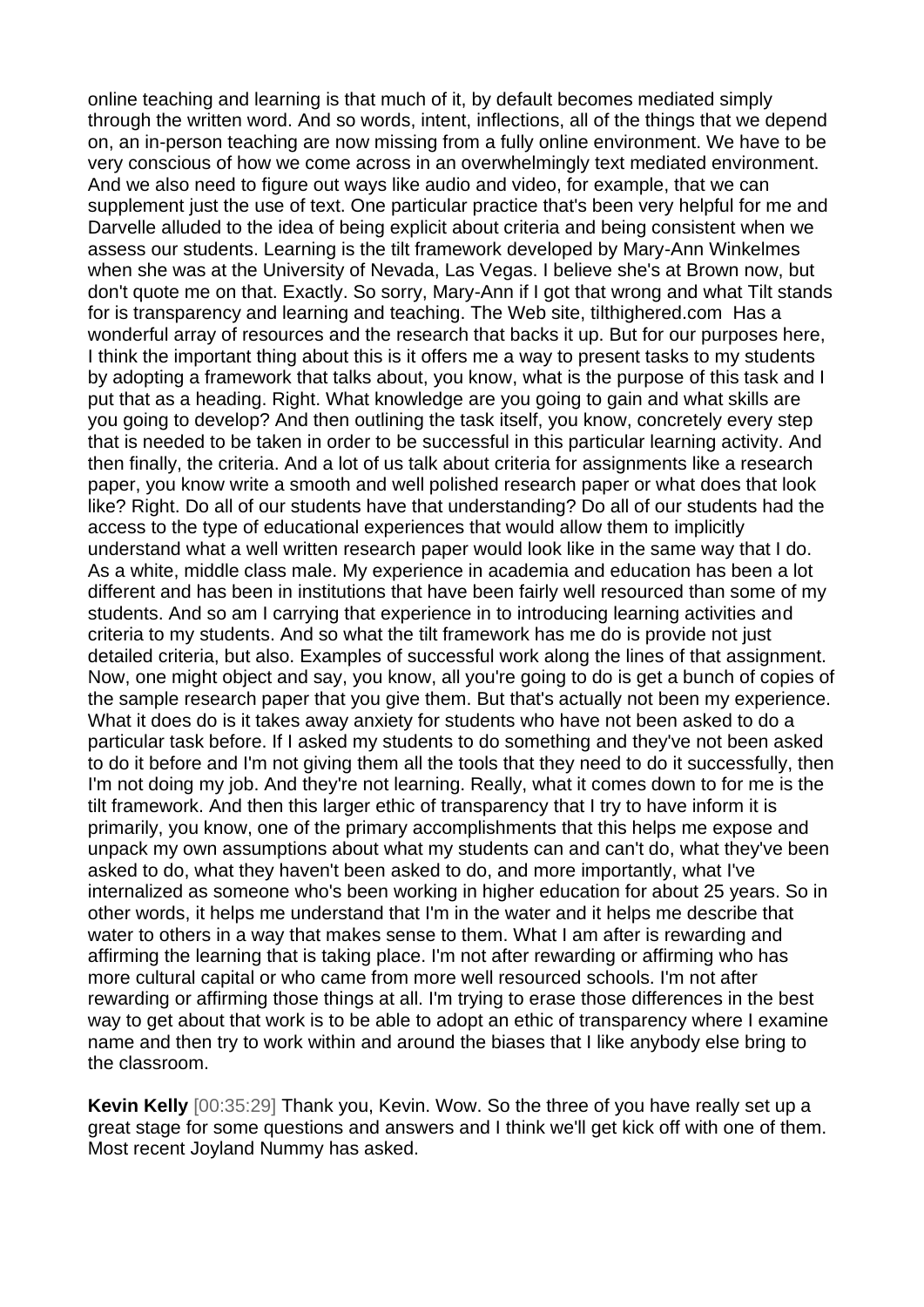online teaching and learning is that much of it, by default becomes mediated simply through the written word. And so words, intent, inflections, all of the things that we depend on, an in-person teaching are now missing from a fully online environment. We have to be very conscious of how we come across in an overwhelmingly text mediated environment. And we also need to figure out ways like audio and video, for example, that we can supplement just the use of text. One particular practice that's been very helpful for me and Darvelle alluded to the idea of being explicit about criteria and being consistent when we assess our students. Learning is the tilt framework developed by Mary-Ann Winkelmes when she was at the University of Nevada, Las Vegas. I believe she's at Brown now, but don't quote me on that. Exactly. So sorry, Mary-Ann if I got that wrong and what Tilt stands for is transparency and learning and teaching. The Web site, tilthighered.com Has a wonderful array of resources and the research that backs it up. But for our purposes here, I think the important thing about this is it offers me a way to present tasks to my students by adopting a framework that talks about, you know, what is the purpose of this task and I put that as a heading. Right. What knowledge are you going to gain and what skills are you going to develop? And then outlining the task itself, you know, concretely every step that is needed to be taken in order to be successful in this particular learning activity. And then finally, the criteria. And a lot of us talk about criteria for assignments like a research paper, you know write a smooth and well polished research paper or what does that look like? Right. Do all of our students have that understanding? Do all of our students had the access to the type of educational experiences that would allow them to implicitly understand what a well written research paper would look like in the same way that I do. As a white, middle class male. My experience in academia and education has been a lot different and has been in institutions that have been fairly well resourced than some of my students. And so am I carrying that experience in to introducing learning activities and criteria to my students. And so what the tilt framework has me do is provide not just detailed criteria, but also. Examples of successful work along the lines of that assignment. Now, one might object and say, you know, all you're going to do is get a bunch of copies of the sample research paper that you give them. But that's actually not been my experience. What it does do is it takes away anxiety for students who have not been asked to do a particular task before. If I asked my students to do something and they've not been asked to do it before and I'm not giving them all the tools that they need to do it successfully, then I'm not doing my job. And they're not learning. Really, what it comes down to for me is the tilt framework. And then this larger ethic of transparency that I try to have inform it is primarily, you know, one of the primary accomplishments that this helps me expose and unpack my own assumptions about what my students can and can't do, what they've been asked to do, what they haven't been asked to do, and more importantly, what I've internalized as someone who's been working in higher education for about 25 years. So in other words, it helps me understand that I'm in the water and it helps me describe that water to others in a way that makes sense to them. What I am after is rewarding and affirming the learning that is taking place. I'm not after rewarding or affirming who has more cultural capital or who came from more well resourced schools. I'm not after rewarding or affirming those things at all. I'm trying to erase those differences in the best way to get about that work is to be able to adopt an ethic of transparency where I examine name and then try to work within and around the biases that I like anybody else bring to the classroom.

**Kevin Kelly** [00:35:29] Thank you, Kevin. Wow. So the three of you have really set up a great stage for some questions and answers and I think we'll get kick off with one of them. Most recent Joyland Nummy has asked.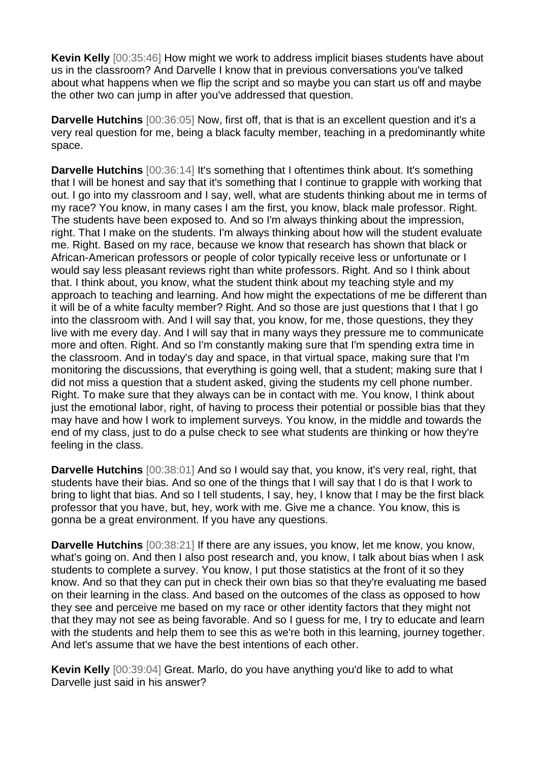**Kevin Kelly** [00:35:46] How might we work to address implicit biases students have about us in the classroom? And Darvelle I know that in previous conversations you've talked about what happens when we flip the script and so maybe you can start us off and maybe the other two can jump in after you've addressed that question.

**Darvelle Hutchins** [00:36:05] Now, first off, that is that is an excellent question and it's a very real question for me, being a black faculty member, teaching in a predominantly white space.

**Darvelle Hutchins** [00:36:14] It's something that I oftentimes think about. It's something that I will be honest and say that it's something that I continue to grapple with working that out. I go into my classroom and I say, well, what are students thinking about me in terms of my race? You know, in many cases I am the first, you know, black male professor. Right. The students have been exposed to. And so I'm always thinking about the impression, right. That I make on the students. I'm always thinking about how will the student evaluate me. Right. Based on my race, because we know that research has shown that black or African-American professors or people of color typically receive less or unfortunate or I would say less pleasant reviews right than white professors. Right. And so I think about that. I think about, you know, what the student think about my teaching style and my approach to teaching and learning. And how might the expectations of me be different than it will be of a white faculty member? Right. And so those are just questions that I that I go into the classroom with. And I will say that, you know, for me, those questions, they they live with me every day. And I will say that in many ways they pressure me to communicate more and often. Right. And so I'm constantly making sure that I'm spending extra time in the classroom. And in today's day and space, in that virtual space, making sure that I'm monitoring the discussions, that everything is going well, that a student; making sure that I did not miss a question that a student asked, giving the students my cell phone number. Right. To make sure that they always can be in contact with me. You know, I think about just the emotional labor, right, of having to process their potential or possible bias that they may have and how I work to implement surveys. You know, in the middle and towards the end of my class, just to do a pulse check to see what students are thinking or how they're feeling in the class.

**Darvelle Hutchins** [00:38:01] And so I would say that, you know, it's very real, right, that students have their bias. And so one of the things that I will say that I do is that I work to bring to light that bias. And so I tell students, I say, hey, I know that I may be the first black professor that you have, but, hey, work with me. Give me a chance. You know, this is gonna be a great environment. If you have any questions.

**Darvelle Hutchins** [00:38:21] If there are any issues, you know, let me know, you know, what's going on. And then I also post research and, you know, I talk about bias when I ask students to complete a survey. You know, I put those statistics at the front of it so they know. And so that they can put in check their own bias so that they're evaluating me based on their learning in the class. And based on the outcomes of the class as opposed to how they see and perceive me based on my race or other identity factors that they might not that they may not see as being favorable. And so I guess for me, I try to educate and learn with the students and help them to see this as we're both in this learning, journey together. And let's assume that we have the best intentions of each other.

**Kevin Kelly** [00:39:04] Great. Marlo, do you have anything you'd like to add to what Darvelle just said in his answer?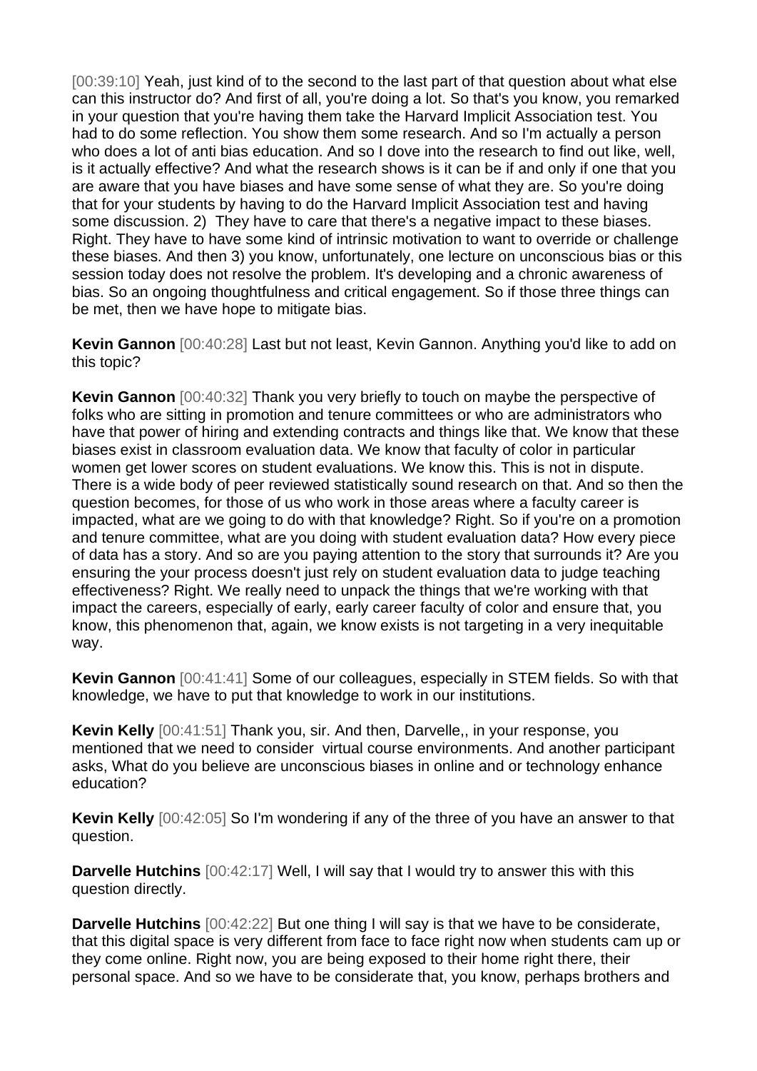[00:39:10] Yeah, just kind of to the second to the last part of that question about what else can this instructor do? And first of all, you're doing a lot. So that's you know, you remarked in your question that you're having them take the Harvard Implicit Association test. You had to do some reflection. You show them some research. And so I'm actually a person who does a lot of anti bias education. And so I dove into the research to find out like, well, is it actually effective? And what the research shows is it can be if and only if one that you are aware that you have biases and have some sense of what they are. So you're doing that for your students by having to do the Harvard Implicit Association test and having some discussion. 2) They have to care that there's a negative impact to these biases. Right. They have to have some kind of intrinsic motivation to want to override or challenge these biases. And then 3) you know, unfortunately, one lecture on unconscious bias or this session today does not resolve the problem. It's developing and a chronic awareness of bias. So an ongoing thoughtfulness and critical engagement. So if those three things can be met, then we have hope to mitigate bias.

**Kevin Gannon** [00:40:28] Last but not least, Kevin Gannon. Anything you'd like to add on this topic?

**Kevin Gannon** [00:40:32] Thank you very briefly to touch on maybe the perspective of folks who are sitting in promotion and tenure committees or who are administrators who have that power of hiring and extending contracts and things like that. We know that these biases exist in classroom evaluation data. We know that faculty of color in particular women get lower scores on student evaluations. We know this. This is not in dispute. There is a wide body of peer reviewed statistically sound research on that. And so then the question becomes, for those of us who work in those areas where a faculty career is impacted, what are we going to do with that knowledge? Right. So if you're on a promotion and tenure committee, what are you doing with student evaluation data? How every piece of data has a story. And so are you paying attention to the story that surrounds it? Are you ensuring the your process doesn't just rely on student evaluation data to judge teaching effectiveness? Right. We really need to unpack the things that we're working with that impact the careers, especially of early, early career faculty of color and ensure that, you know, this phenomenon that, again, we know exists is not targeting in a very inequitable way.

**Kevin Gannon** [00:41:41] Some of our colleagues, especially in STEM fields. So with that knowledge, we have to put that knowledge to work in our institutions.

**Kevin Kelly** [00:41:51] Thank you, sir. And then, Darvelle,, in your response, you mentioned that we need to consider virtual course environments. And another participant asks, What do you believe are unconscious biases in online and or technology enhance education?

**Kevin Kelly** [00:42:05] So I'm wondering if any of the three of you have an answer to that question.

**Darvelle Hutchins** [00:42:17] Well, I will say that I would try to answer this with this question directly.

**Darvelle Hutchins** [00:42:22] But one thing I will say is that we have to be considerate, that this digital space is very different from face to face right now when students cam up or they come online. Right now, you are being exposed to their home right there, their personal space. And so we have to be considerate that, you know, perhaps brothers and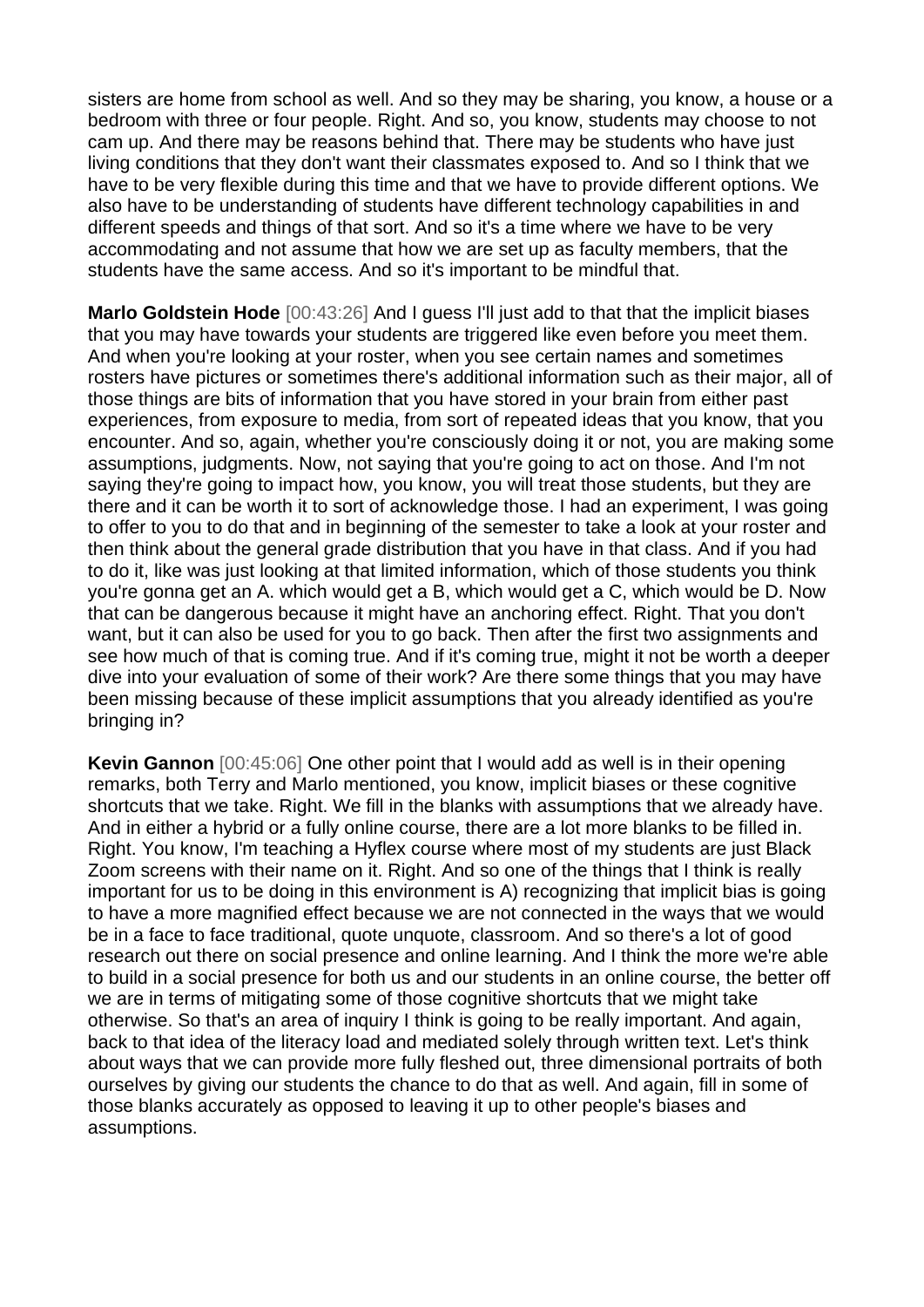sisters are home from school as well. And so they may be sharing, you know, a house or a bedroom with three or four people. Right. And so, you know, students may choose to not cam up. And there may be reasons behind that. There may be students who have just living conditions that they don't want their classmates exposed to. And so I think that we have to be very flexible during this time and that we have to provide different options. We also have to be understanding of students have different technology capabilities in and different speeds and things of that sort. And so it's a time where we have to be very accommodating and not assume that how we are set up as faculty members, that the students have the same access. And so it's important to be mindful that.

**Marlo Goldstein Hode** [00:43:26] And I guess I'll just add to that that the implicit biases that you may have towards your students are triggered like even before you meet them. And when you're looking at your roster, when you see certain names and sometimes rosters have pictures or sometimes there's additional information such as their major, all of those things are bits of information that you have stored in your brain from either past experiences, from exposure to media, from sort of repeated ideas that you know, that you encounter. And so, again, whether you're consciously doing it or not, you are making some assumptions, judgments. Now, not saying that you're going to act on those. And I'm not saying they're going to impact how, you know, you will treat those students, but they are there and it can be worth it to sort of acknowledge those. I had an experiment, I was going to offer to you to do that and in beginning of the semester to take a look at your roster and then think about the general grade distribution that you have in that class. And if you had to do it, like was just looking at that limited information, which of those students you think you're gonna get an A. which would get a B, which would get a C, which would be D. Now that can be dangerous because it might have an anchoring effect. Right. That you don't want, but it can also be used for you to go back. Then after the first two assignments and see how much of that is coming true. And if it's coming true, might it not be worth a deeper dive into your evaluation of some of their work? Are there some things that you may have been missing because of these implicit assumptions that you already identified as you're bringing in?

**Kevin Gannon** [00:45:06] One other point that I would add as well is in their opening remarks, both Terry and Marlo mentioned, you know, implicit biases or these cognitive shortcuts that we take. Right. We fill in the blanks with assumptions that we already have. And in either a hybrid or a fully online course, there are a lot more blanks to be filled in. Right. You know, I'm teaching a Hyflex course where most of my students are just Black Zoom screens with their name on it. Right. And so one of the things that I think is really important for us to be doing in this environment is A) recognizing that implicit bias is going to have a more magnified effect because we are not connected in the ways that we would be in a face to face traditional, quote unquote, classroom. And so there's a lot of good research out there on social presence and online learning. And I think the more we're able to build in a social presence for both us and our students in an online course, the better off we are in terms of mitigating some of those cognitive shortcuts that we might take otherwise. So that's an area of inquiry I think is going to be really important. And again, back to that idea of the literacy load and mediated solely through written text. Let's think about ways that we can provide more fully fleshed out, three dimensional portraits of both ourselves by giving our students the chance to do that as well. And again, fill in some of those blanks accurately as opposed to leaving it up to other people's biases and assumptions.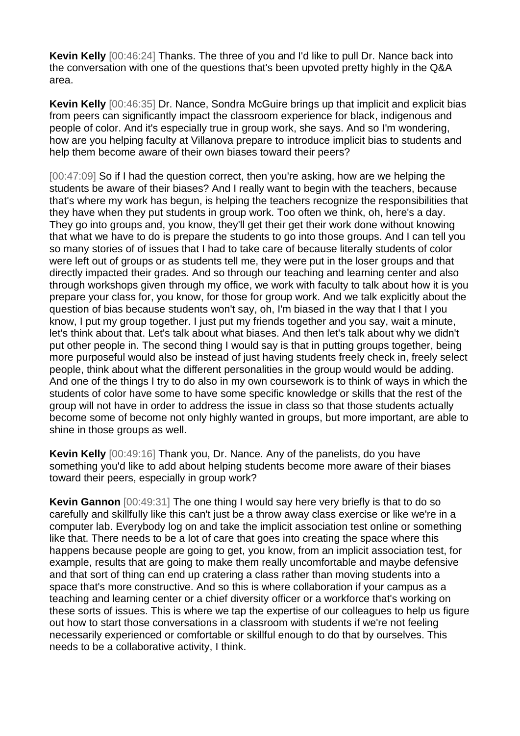**Kevin Kelly** [00:46:24] Thanks. The three of you and I'd like to pull Dr. Nance back into the conversation with one of the questions that's been upvoted pretty highly in the Q&A area.

**Kevin Kelly** [00:46:35] Dr. Nance, Sondra McGuire brings up that implicit and explicit bias from peers can significantly impact the classroom experience for black, indigenous and people of color. And it's especially true in group work, she says. And so I'm wondering, how are you helping faculty at Villanova prepare to introduce implicit bias to students and help them become aware of their own biases toward their peers?

[00:47:09] So if I had the question correct, then you're asking, how are we helping the students be aware of their biases? And I really want to begin with the teachers, because that's where my work has begun, is helping the teachers recognize the responsibilities that they have when they put students in group work. Too often we think, oh, here's a day. They go into groups and, you know, they'll get their get their work done without knowing that what we have to do is prepare the students to go into those groups. And I can tell you so many stories of of issues that I had to take care of because literally students of color were left out of groups or as students tell me, they were put in the loser groups and that directly impacted their grades. And so through our teaching and learning center and also through workshops given through my office, we work with faculty to talk about how it is you prepare your class for, you know, for those for group work. And we talk explicitly about the question of bias because students won't say, oh, I'm biased in the way that I that I you know, I put my group together. I just put my friends together and you say, wait a minute, let's think about that. Let's talk about what biases. And then let's talk about why we didn't put other people in. The second thing I would say is that in putting groups together, being more purposeful would also be instead of just having students freely check in, freely select people, think about what the different personalities in the group would would be adding. And one of the things I try to do also in my own coursework is to think of ways in which the students of color have some to have some specific knowledge or skills that the rest of the group will not have in order to address the issue in class so that those students actually become some of become not only highly wanted in groups, but more important, are able to shine in those groups as well.

**Kevin Kelly** [00:49:16] Thank you, Dr. Nance. Any of the panelists, do you have something you'd like to add about helping students become more aware of their biases toward their peers, especially in group work?

**Kevin Gannon** [00:49:31] The one thing I would say here very briefly is that to do so carefully and skillfully like this can't just be a throw away class exercise or like we're in a computer lab. Everybody log on and take the implicit association test online or something like that. There needs to be a lot of care that goes into creating the space where this happens because people are going to get, you know, from an implicit association test, for example, results that are going to make them really uncomfortable and maybe defensive and that sort of thing can end up cratering a class rather than moving students into a space that's more constructive. And so this is where collaboration if your campus as a teaching and learning center or a chief diversity officer or a workforce that's working on these sorts of issues. This is where we tap the expertise of our colleagues to help us figure out how to start those conversations in a classroom with students if we're not feeling necessarily experienced or comfortable or skillful enough to do that by ourselves. This needs to be a collaborative activity, I think.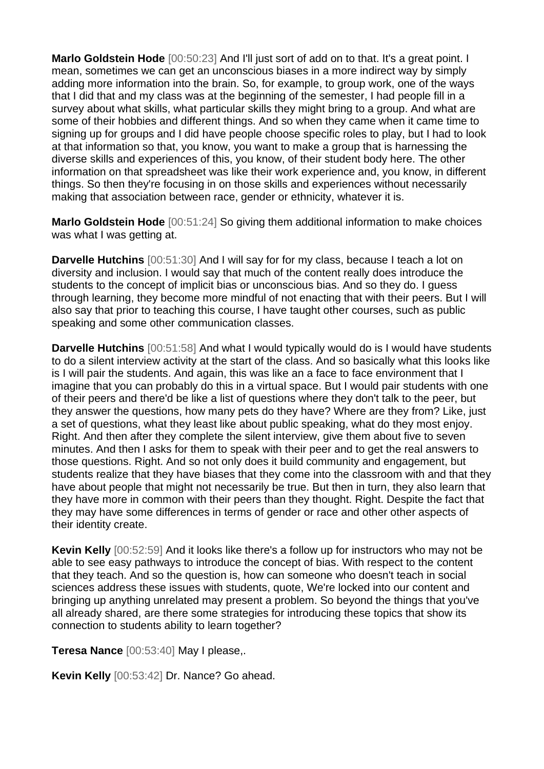**Marlo Goldstein Hode** [00:50:23] And I'll just sort of add on to that. It's a great point. I mean, sometimes we can get an unconscious biases in a more indirect way by simply adding more information into the brain. So, for example, to group work, one of the ways that I did that and my class was at the beginning of the semester, I had people fill in a survey about what skills, what particular skills they might bring to a group. And what are some of their hobbies and different things. And so when they came when it came time to signing up for groups and I did have people choose specific roles to play, but I had to look at that information so that, you know, you want to make a group that is harnessing the diverse skills and experiences of this, you know, of their student body here. The other information on that spreadsheet was like their work experience and, you know, in different things. So then they're focusing in on those skills and experiences without necessarily making that association between race, gender or ethnicity, whatever it is.

**Marlo Goldstein Hode** [00:51:24] So giving them additional information to make choices was what I was getting at.

**Darvelle Hutchins** [00:51:30] And I will say for for my class, because I teach a lot on diversity and inclusion. I would say that much of the content really does introduce the students to the concept of implicit bias or unconscious bias. And so they do. I guess through learning, they become more mindful of not enacting that with their peers. But I will also say that prior to teaching this course, I have taught other courses, such as public speaking and some other communication classes.

**Darvelle Hutchins** [00:51:58] And what I would typically would do is I would have students to do a silent interview activity at the start of the class. And so basically what this looks like is I will pair the students. And again, this was like an a face to face environment that I imagine that you can probably do this in a virtual space. But I would pair students with one of their peers and there'd be like a list of questions where they don't talk to the peer, but they answer the questions, how many pets do they have? Where are they from? Like, just a set of questions, what they least like about public speaking, what do they most enjoy. Right. And then after they complete the silent interview, give them about five to seven minutes. And then I asks for them to speak with their peer and to get the real answers to those questions. Right. And so not only does it build community and engagement, but students realize that they have biases that they come into the classroom with and that they have about people that might not necessarily be true. But then in turn, they also learn that they have more in common with their peers than they thought. Right. Despite the fact that they may have some differences in terms of gender or race and other other aspects of their identity create.

**Kevin Kelly** [00:52:59] And it looks like there's a follow up for instructors who may not be able to see easy pathways to introduce the concept of bias. With respect to the content that they teach. And so the question is, how can someone who doesn't teach in social sciences address these issues with students, quote, We're locked into our content and bringing up anything unrelated may present a problem. So beyond the things that you've all already shared, are there some strategies for introducing these topics that show its connection to students ability to learn together?

**Teresa Nance** [00:53:40] May I please,.

**Kevin Kelly** [00:53:42] Dr. Nance? Go ahead.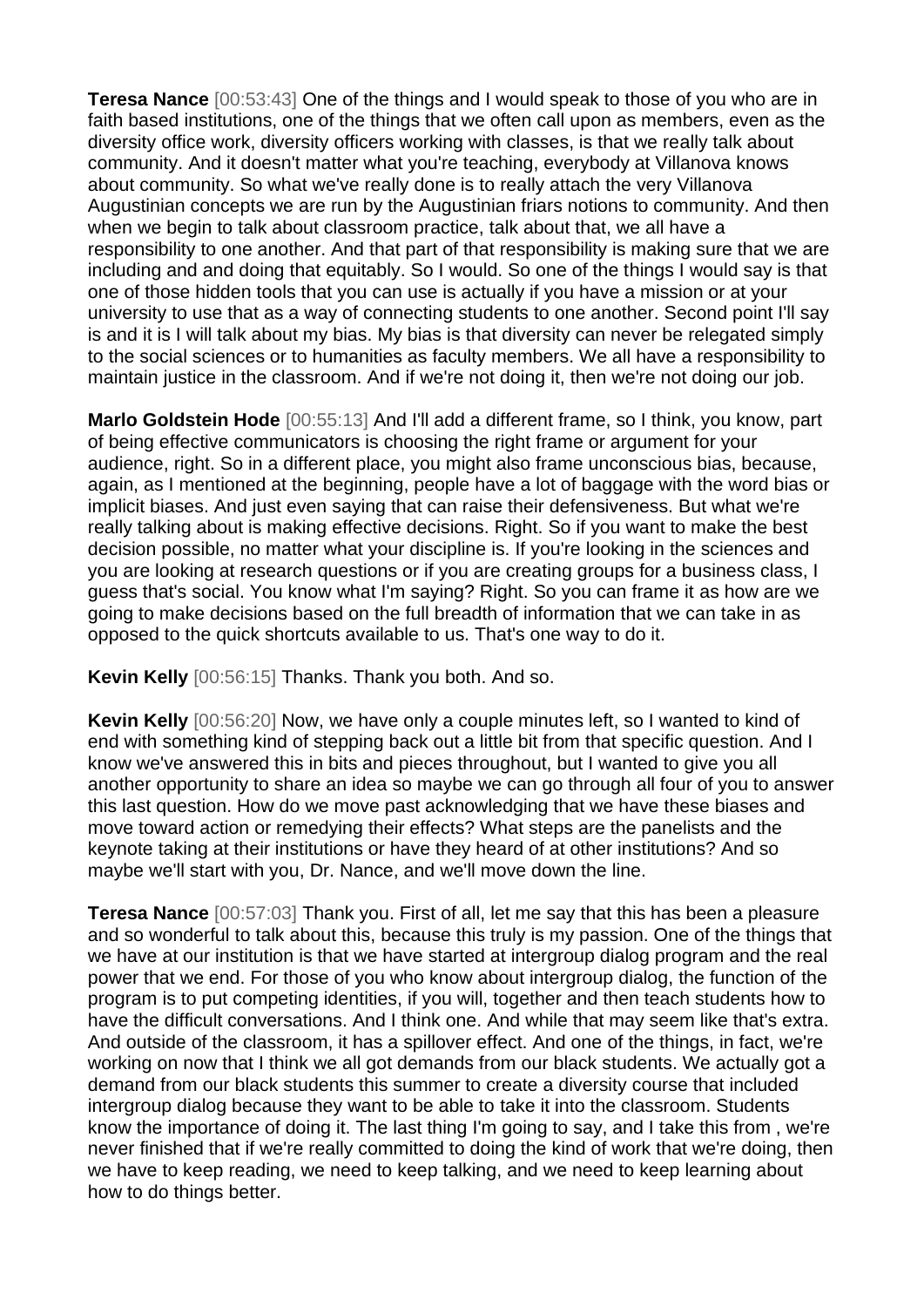**Teresa Nance** [00:53:43] One of the things and I would speak to those of you who are in faith based institutions, one of the things that we often call upon as members, even as the diversity office work, diversity officers working with classes, is that we really talk about community. And it doesn't matter what you're teaching, everybody at Villanova knows about community. So what we've really done is to really attach the very Villanova Augustinian concepts we are run by the Augustinian friars notions to community. And then when we begin to talk about classroom practice, talk about that, we all have a responsibility to one another. And that part of that responsibility is making sure that we are including and and doing that equitably. So I would. So one of the things I would say is that one of those hidden tools that you can use is actually if you have a mission or at your university to use that as a way of connecting students to one another. Second point I'll say is and it is I will talk about my bias. My bias is that diversity can never be relegated simply to the social sciences or to humanities as faculty members. We all have a responsibility to maintain justice in the classroom. And if we're not doing it, then we're not doing our job.

**Marlo Goldstein Hode** [00:55:13] And I'll add a different frame, so I think, you know, part of being effective communicators is choosing the right frame or argument for your audience, right. So in a different place, you might also frame unconscious bias, because, again, as I mentioned at the beginning, people have a lot of baggage with the word bias or implicit biases. And just even saying that can raise their defensiveness. But what we're really talking about is making effective decisions. Right. So if you want to make the best decision possible, no matter what your discipline is. If you're looking in the sciences and you are looking at research questions or if you are creating groups for a business class, I guess that's social. You know what I'm saying? Right. So you can frame it as how are we going to make decisions based on the full breadth of information that we can take in as opposed to the quick shortcuts available to us. That's one way to do it.

**Kevin Kelly** [00:56:15] Thanks. Thank you both. And so.

**Kevin Kelly** [00:56:20] Now, we have only a couple minutes left, so I wanted to kind of end with something kind of stepping back out a little bit from that specific question. And I know we've answered this in bits and pieces throughout, but I wanted to give you all another opportunity to share an idea so maybe we can go through all four of you to answer this last question. How do we move past acknowledging that we have these biases and move toward action or remedying their effects? What steps are the panelists and the keynote taking at their institutions or have they heard of at other institutions? And so maybe we'll start with you, Dr. Nance, and we'll move down the line.

**Teresa Nance** [00:57:03] Thank you. First of all, let me say that this has been a pleasure and so wonderful to talk about this, because this truly is my passion. One of the things that we have at our institution is that we have started at intergroup dialog program and the real power that we end. For those of you who know about intergroup dialog, the function of the program is to put competing identities, if you will, together and then teach students how to have the difficult conversations. And I think one. And while that may seem like that's extra. And outside of the classroom, it has a spillover effect. And one of the things, in fact, we're working on now that I think we all got demands from our black students. We actually got a demand from our black students this summer to create a diversity course that included intergroup dialog because they want to be able to take it into the classroom. Students know the importance of doing it. The last thing I'm going to say, and I take this from , we're never finished that if we're really committed to doing the kind of work that we're doing, then we have to keep reading, we need to keep talking, and we need to keep learning about how to do things better.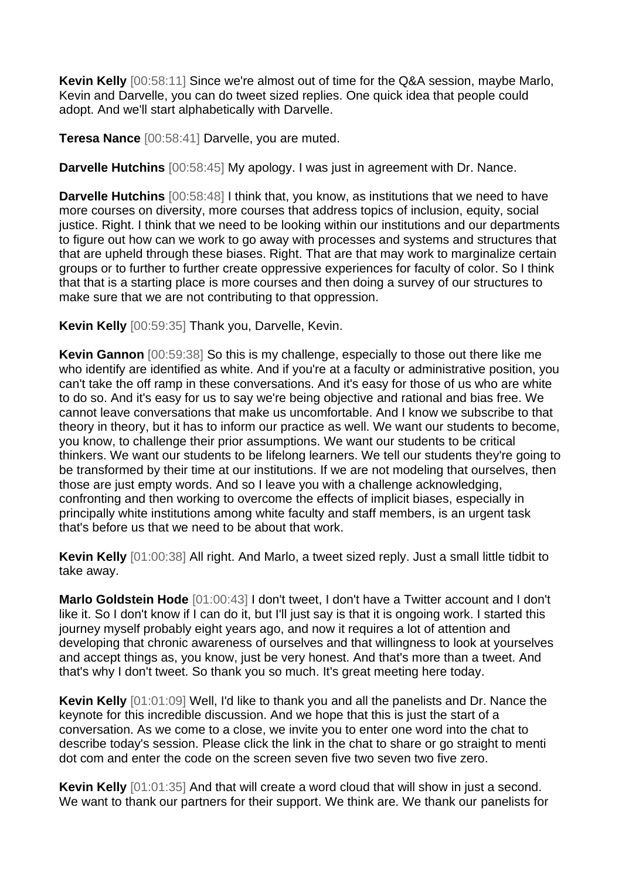**Kevin Kelly** [00:58:11] Since we're almost out of time for the Q&A session, maybe Marlo, Kevin and Darvelle, you can do tweet sized replies. One quick idea that people could adopt. And we'll start alphabetically with Darvelle.

**Teresa Nance** [00:58:41] Darvelle, you are muted.

**Darvelle Hutchins** [00:58:45] My apology. I was just in agreement with Dr. Nance.

**Darvelle Hutchins** [00:58:48] I think that, you know, as institutions that we need to have more courses on diversity, more courses that address topics of inclusion, equity, social justice. Right. I think that we need to be looking within our institutions and our departments to figure out how can we work to go away with processes and systems and structures that that are upheld through these biases. Right. That are that may work to marginalize certain groups or to further to further create oppressive experiences for faculty of color. So I think that that is a starting place is more courses and then doing a survey of our structures to make sure that we are not contributing to that oppression.

**Kevin Kelly** [00:59:35] Thank you, Darvelle, Kevin.

**Kevin Gannon** [00:59:38] So this is my challenge, especially to those out there like me who identify are identified as white. And if you're at a faculty or administrative position, you can't take the off ramp in these conversations. And it's easy for those of us who are white to do so. And it's easy for us to say we're being objective and rational and bias free. We cannot leave conversations that make us uncomfortable. And I know we subscribe to that theory in theory, but it has to inform our practice as well. We want our students to become, you know, to challenge their prior assumptions. We want our students to be critical thinkers. We want our students to be lifelong learners. We tell our students they're going to be transformed by their time at our institutions. If we are not modeling that ourselves, then those are just empty words. And so I leave you with a challenge acknowledging, confronting and then working to overcome the effects of implicit biases, especially in principally white institutions among white faculty and staff members, is an urgent task that's before us that we need to be about that work.

**Kevin Kelly** [01:00:38] All right. And Marlo, a tweet sized reply. Just a small little tidbit to take away.

**Marlo Goldstein Hode** [01:00:43] I don't tweet, I don't have a Twitter account and I don't like it. So I don't know if I can do it, but I'll just say is that it is ongoing work. I started this journey myself probably eight years ago, and now it requires a lot of attention and developing that chronic awareness of ourselves and that willingness to look at yourselves and accept things as, you know, just be very honest. And that's more than a tweet. And that's why I don't tweet. So thank you so much. It's great meeting here today.

**Kevin Kelly** [01:01:09] Well, I'd like to thank you and all the panelists and Dr. Nance the keynote for this incredible discussion. And we hope that this is just the start of a conversation. As we come to a close, we invite you to enter one word into the chat to describe today's session. Please click the link in the chat to share or go straight to menti dot com and enter the code on the screen seven five two seven two five zero.

**Kevin Kelly** [01:01:35] And that will create a word cloud that will show in just a second. We want to thank our partners for their support. We think are. We thank our panelists for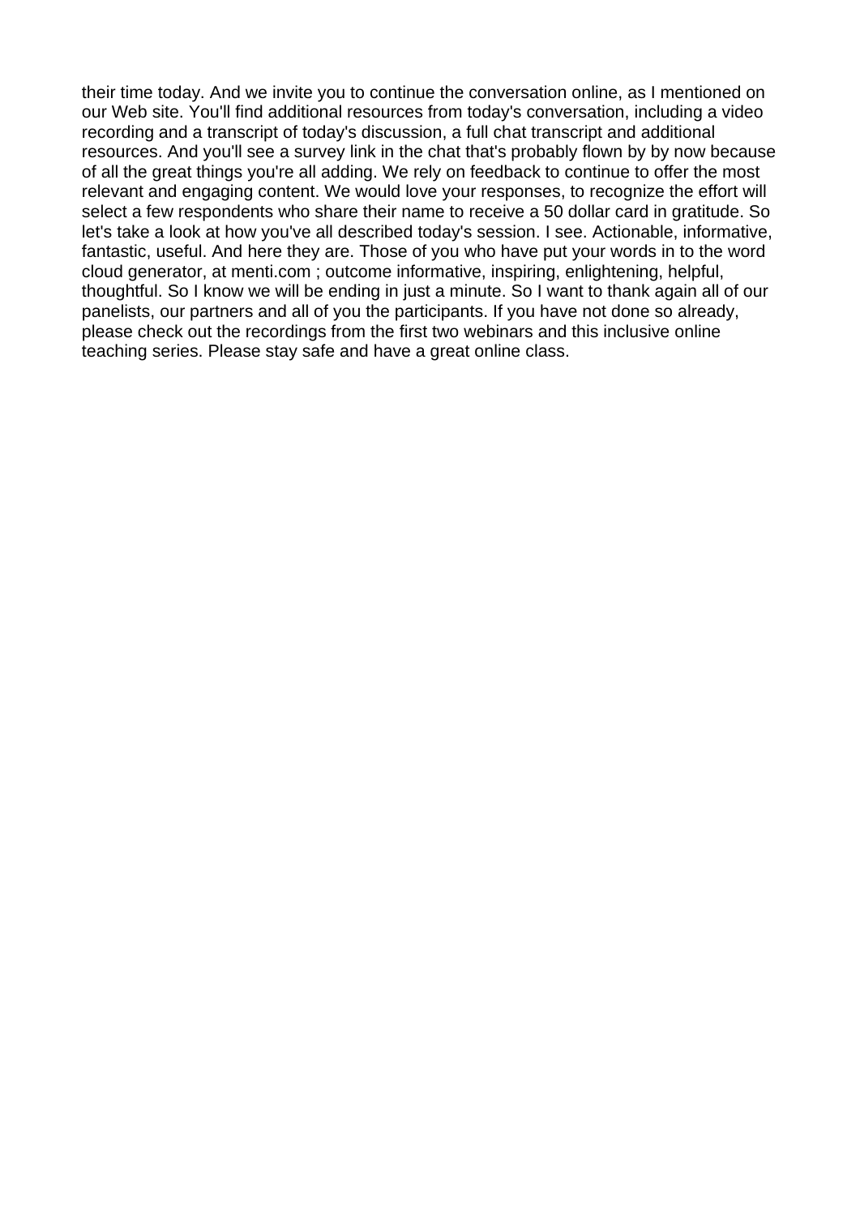their time today. And we invite you to continue the conversation online, as I mentioned on our Web site. You'll find additional resources from today's conversation, including a video recording and a transcript of today's discussion, a full chat transcript and additional resources. And you'll see a survey link in the chat that's probably flown by by now because of all the great things you're all adding. We rely on feedback to continue to offer the most relevant and engaging content. We would love your responses, to recognize the effort will select a few respondents who share their name to receive a 50 dollar card in gratitude. So let's take a look at how you've all described today's session. I see. Actionable, informative, fantastic, useful. And here they are. Those of you who have put your words in to the word cloud generator, at menti.com ; outcome informative, inspiring, enlightening, helpful, thoughtful. So I know we will be ending in just a minute. So I want to thank again all of our panelists, our partners and all of you the participants. If you have not done so already, please check out the recordings from the first two webinars and this inclusive online teaching series. Please stay safe and have a great online class.